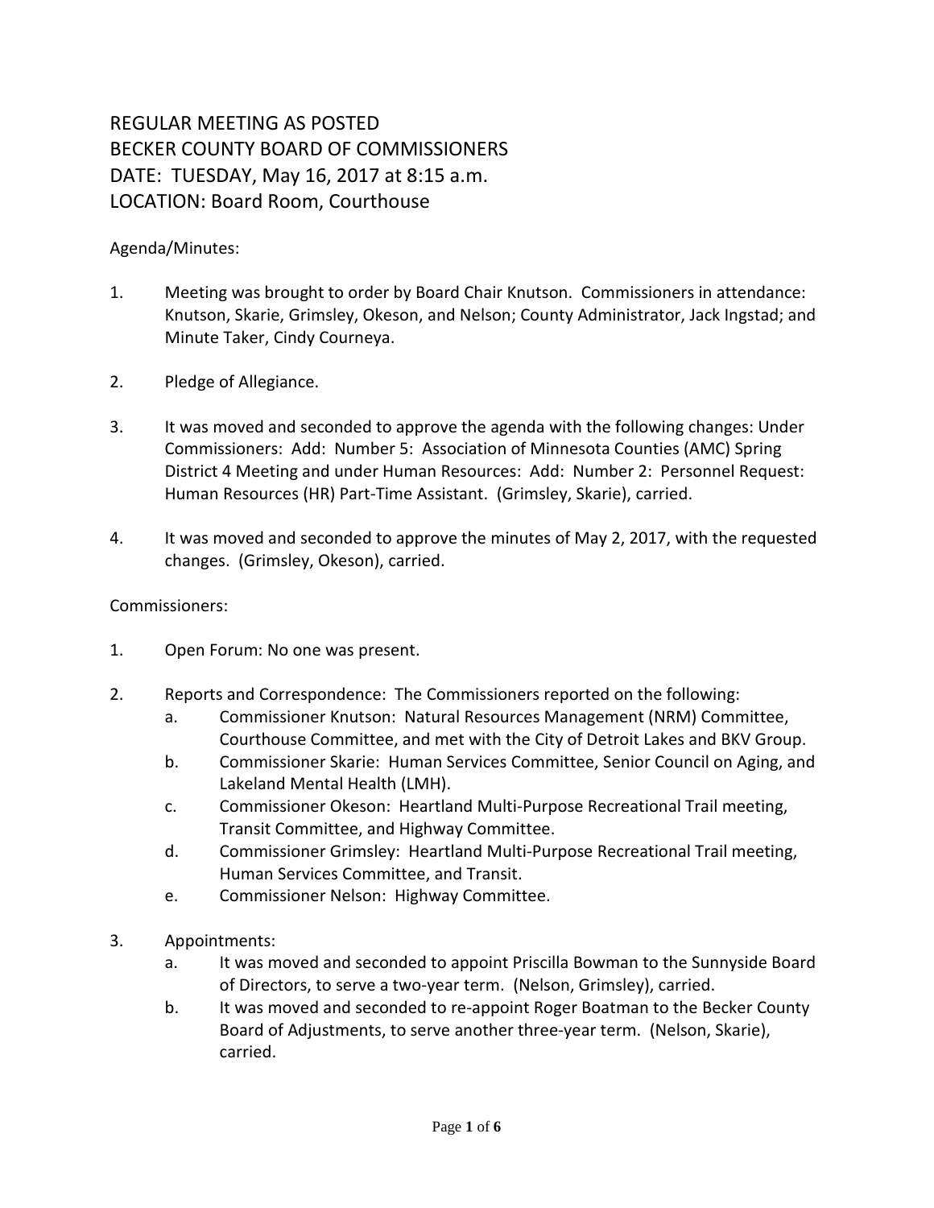# REGULAR MEETING AS POSTED
# BECKER COUNTY BOARD OF COMMISSIONERS
# DATE: TUESDAY, May 16, 2017 at 8:15 a.m.
# LOCATION: Board Room, Courthouse

Agenda/Minutes:

1. Meeting was brought to order by Board Chair Knutson. Commissioners in attendance: Knutson, Skarie, Grimsley, Okeson, and Nelson; County Administrator, Jack Ingstad; and Minute Taker, Cindy Courneya.

2. Pledge of Allegiance.

3. It was moved and seconded to approve the agenda with the following changes: Under Commissioners: Add: Number 5: Association of Minnesota Counties (AMC) Spring District 4 Meeting and under Human Resources: Add: Number 2: Personnel Request: Human Resources (HR) Part-Time Assistant. (Grimsley, Skarie), carried.

4. It was moved and seconded to approve the minutes of May 2, 2017, with the requested changes. (Grimsley, Okeson), carried.

Commissioners:

1. Open Forum: No one was present.

2. Reports and Correspondence: The Commissioners reported on the following:
   a. Commissioner Knutson: Natural Resources Management (NRM) Committee, Courthouse Committee, and met with the City of Detroit Lakes and BKV Group.
   b. Commissioner Skarie: Human Services Committee, Senior Council on Aging, and Lakeland Mental Health (LMH).
   c. Commissioner Okeson: Heartland Multi-Purpose Recreational Trail meeting, Transit Committee, and Highway Committee.
   d. Commissioner Grimsley: Heartland Multi-Purpose Recreational Trail meeting, Human Services Committee, and Transit.
   e. Commissioner Nelson: Highway Committee.

3. Appointments:
   a. It was moved and seconded to appoint Priscilla Bowman to the Sunnyside Board of Directors, to serve a two-year term. (Nelson, Grimsley), carried.
   b. It was moved and seconded to re-appoint Roger Boatman to the Becker County Board of Adjustments, to serve another three-year term. (Nelson, Skarie), carried.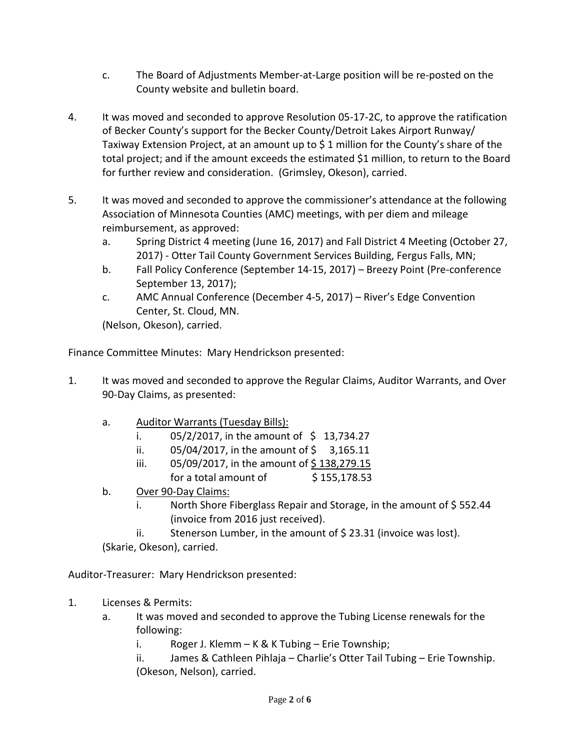c. The Board of Adjustments Member-at-Large position will be re-posted on the County website and bulletin board.

4. It was moved and seconded to approve Resolution 05-17-2C, to approve the ratification of Becker County's support for the Becker County/Detroit Lakes Airport Runway/ Taxiway Extension Project, at an amount up to $ 1 million for the County's share of the total project; and if the amount exceeds the estimated $1 million, to return to the Board for further review and consideration. (Grimsley, Okeson), carried.

5. It was moved and seconded to approve the commissioner's attendance at the following Association of Minnesota Counties (AMC) meetings, with per diem and mileage reimbursement, as approved:
   a. Spring District 4 meeting (June 16, 2017) and Fall District 4 Meeting (October 27, 2017) - Otter Tail County Government Services Building, Fergus Falls, MN;
   b. Fall Policy Conference (September 14-15, 2017) – Breezy Point (Pre-conference September 13, 2017);
   c. AMC Annual Conference (December 4-5, 2017) – River's Edge Convention Center, St. Cloud, MN.

   (Nelson, Okeson), carried.

Finance Committee Minutes: Mary Hendrickson presented:

1. It was moved and seconded to approve the Regular Claims, Auditor Warrants, and Over 90-Day Claims, as presented:

   a. Auditor Warrants (Tuesday Bills):
      i. 05/2/2017, in the amount of $ 13,734.27
      ii. 05/04/2017, in the amount of $ 3,165.11
      iii. 05/09/2017, in the amount of $ 138,279.15
      for a total amount of $ 155,178.53
   b. Over 90-Day Claims:
      i. North Shore Fiberglass Repair and Storage, in the amount of $ 552.44 (invoice from 2016 just received).
      ii. Stenerson Lumber, in the amount of $ 23.31 (invoice was lost).

   (Skarie, Okeson), carried.

Auditor-Treasurer: Mary Hendrickson presented:

1. Licenses & Permits:
   a. It was moved and seconded to approve the Tubing License renewals for the following:
      i. Roger J. Klemm – K & K Tubing – Erie Township;
      ii. James & Cathleen Pihlaja – Charlie's Otter Tail Tubing – Erie Township.

      (Okeson, Nelson), carried.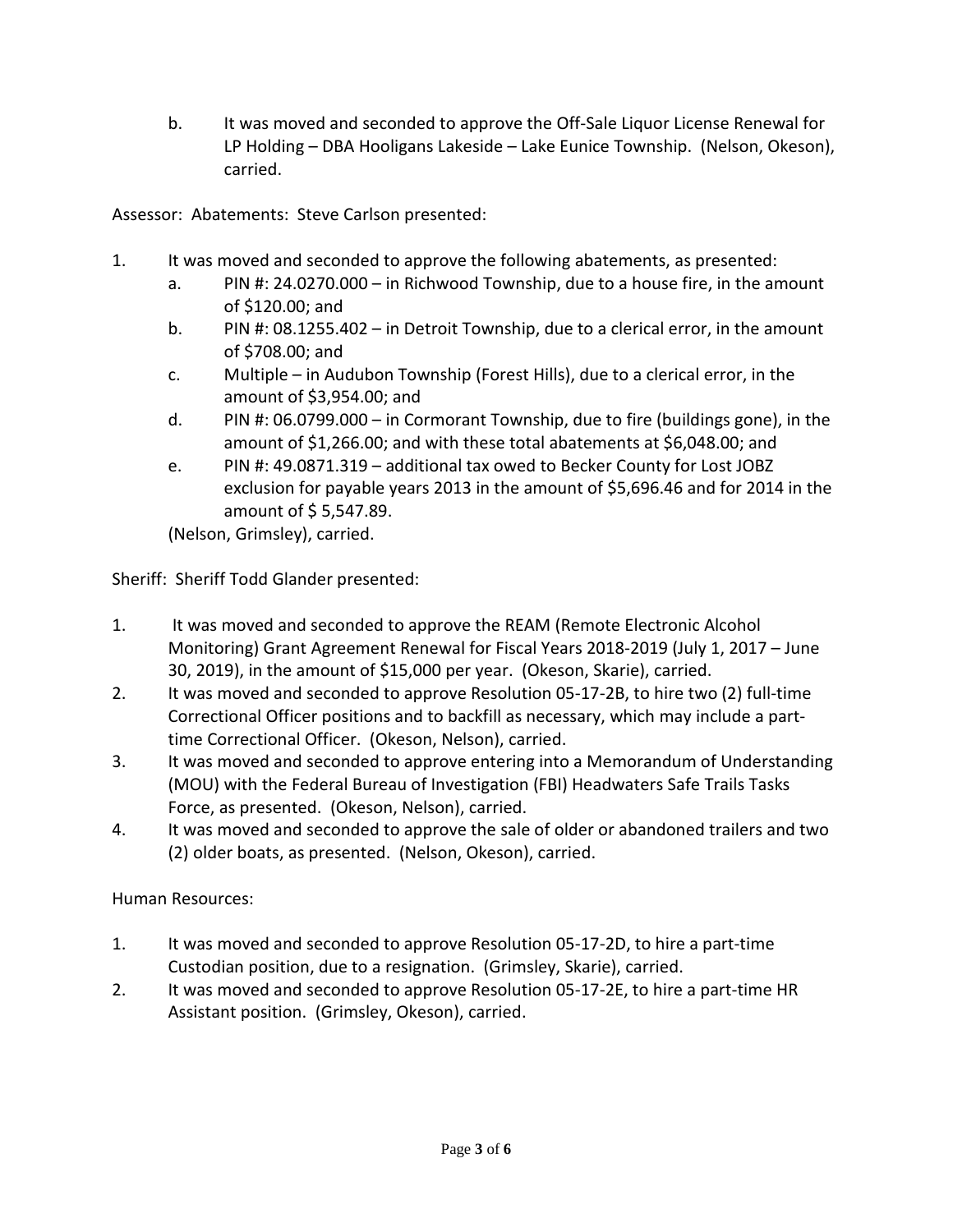b. It was moved and seconded to approve the Off-Sale Liquor License Renewal for LP Holding – DBA Hooligans Lakeside – Lake Eunice Township. (Nelson, Okeson), carried.

Assessor: Abatements: Steve Carlson presented:

1. It was moved and seconded to approve the following abatements, as presented:
   a. PIN #: 24.0270.000 – in Richwood Township, due to a house fire, in the amount of $120.00; and
   b. PIN #: 08.1255.402 – in Detroit Township, due to a clerical error, in the amount of $708.00; and
   c. Multiple – in Audubon Township (Forest Hills), due to a clerical error, in the amount of $3,954.00; and
   d. PIN #: 06.0799.000 – in Cormorant Township, due to fire (buildings gone), in the amount of $1,266.00; and with these total abatements at $6,048.00; and
   e. PIN #: 49.0871.319 – additional tax owed to Becker County for Lost JOBZ exclusion for payable years 2013 in the amount of $5,696.46 and for 2014 in the amount of $ 5,547.89.

   (Nelson, Grimsley), carried.

Sheriff: Sheriff Todd Glander presented:

1. It was moved and seconded to approve the REAM (Remote Electronic Alcohol Monitoring) Grant Agreement Renewal for Fiscal Years 2018-2019 (July 1, 2017 – June 30, 2019), in the amount of $15,000 per year. (Okeson, Skarie), carried.
2. It was moved and seconded to approve Resolution 05-17-2B, to hire two (2) full-time Correctional Officer positions and to backfill as necessary, which may include a part-time Correctional Officer. (Okeson, Nelson), carried.
3. It was moved and seconded to approve entering into a Memorandum of Understanding (MOU) with the Federal Bureau of Investigation (FBI) Headwaters Safe Trails Tasks Force, as presented. (Okeson, Nelson), carried.
4. It was moved and seconded to approve the sale of older or abandoned trailers and two (2) older boats, as presented. (Nelson, Okeson), carried.

Human Resources:

1. It was moved and seconded to approve Resolution 05-17-2D, to hire a part-time Custodian position, due to a resignation. (Grimsley, Skarie), carried.
2. It was moved and seconded to approve Resolution 05-17-2E, to hire a part-time HR Assistant position. (Grimsley, Okeson), carried.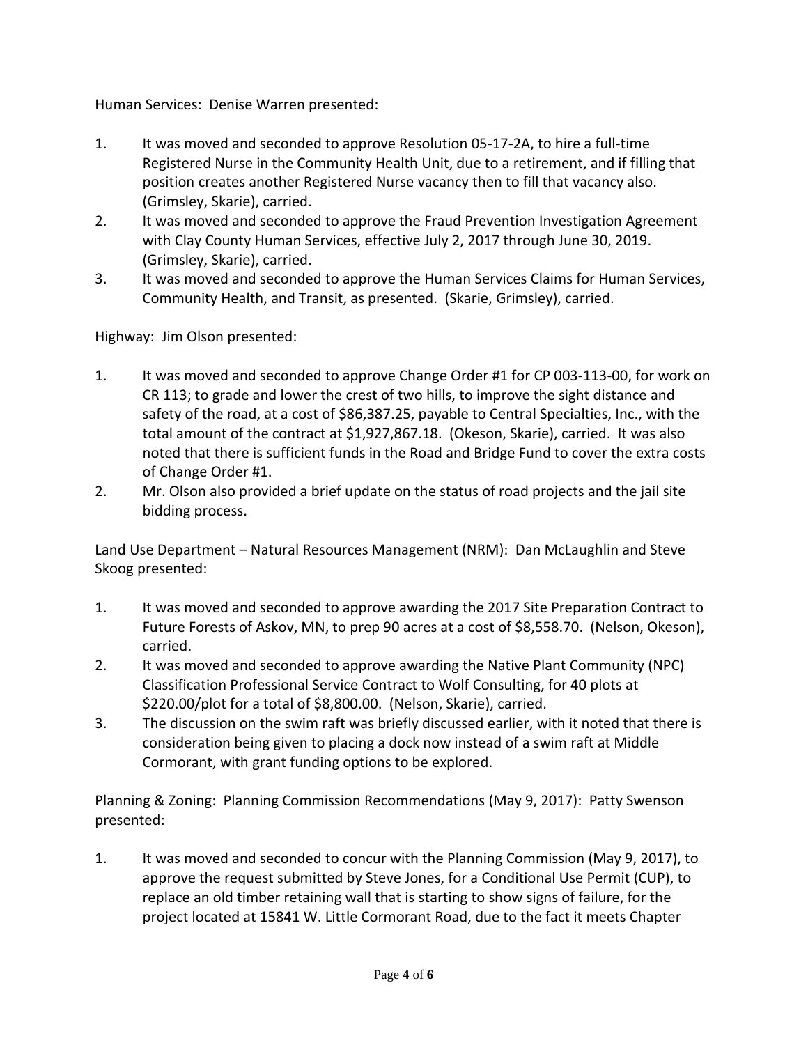Human Services: Denise Warren presented:

1. It was moved and seconded to approve Resolution 05-17-2A, to hire a full-time Registered Nurse in the Community Health Unit, due to a retirement, and if filling that position creates another Registered Nurse vacancy then to fill that vacancy also. (Grimsley, Skarie), carried.
2. It was moved and seconded to approve the Fraud Prevention Investigation Agreement with Clay County Human Services, effective July 2, 2017 through June 30, 2019. (Grimsley, Skarie), carried.
3. It was moved and seconded to approve the Human Services Claims for Human Services, Community Health, and Transit, as presented. (Skarie, Grimsley), carried.

Highway: Jim Olson presented:

1. It was moved and seconded to approve Change Order #1 for CP 003-113-00, for work on CR 113; to grade and lower the crest of two hills, to improve the sight distance and safety of the road, at a cost of $86,387.25, payable to Central Specialties, Inc., with the total amount of the contract at $1,927,867.18. (Okeson, Skarie), carried. It was also noted that there is sufficient funds in the Road and Bridge Fund to cover the extra costs of Change Order #1.
2. Mr. Olson also provided a brief update on the status of road projects and the jail site bidding process.

Land Use Department – Natural Resources Management (NRM): Dan McLaughlin and Steve Skoog presented:

1. It was moved and seconded to approve awarding the 2017 Site Preparation Contract to Future Forests of Askov, MN, to prep 90 acres at a cost of $8,558.70. (Nelson, Okeson), carried.
2. It was moved and seconded to approve awarding the Native Plant Community (NPC) Classification Professional Service Contract to Wolf Consulting, for 40 plots at $220.00/plot for a total of $8,800.00. (Nelson, Skarie), carried.
3. The discussion on the swim raft was briefly discussed earlier, with it noted that there is consideration being given to placing a dock now instead of a swim raft at Middle Cormorant, with grant funding options to be explored.

Planning & Zoning: Planning Commission Recommendations (May 9, 2017): Patty Swenson presented:

1. It was moved and seconded to concur with the Planning Commission (May 9, 2017), to approve the request submitted by Steve Jones, for a Conditional Use Permit (CUP), to replace an old timber retaining wall that is starting to show signs of failure, for the project located at 15841 W. Little Cormorant Road, due to the fact it meets Chapter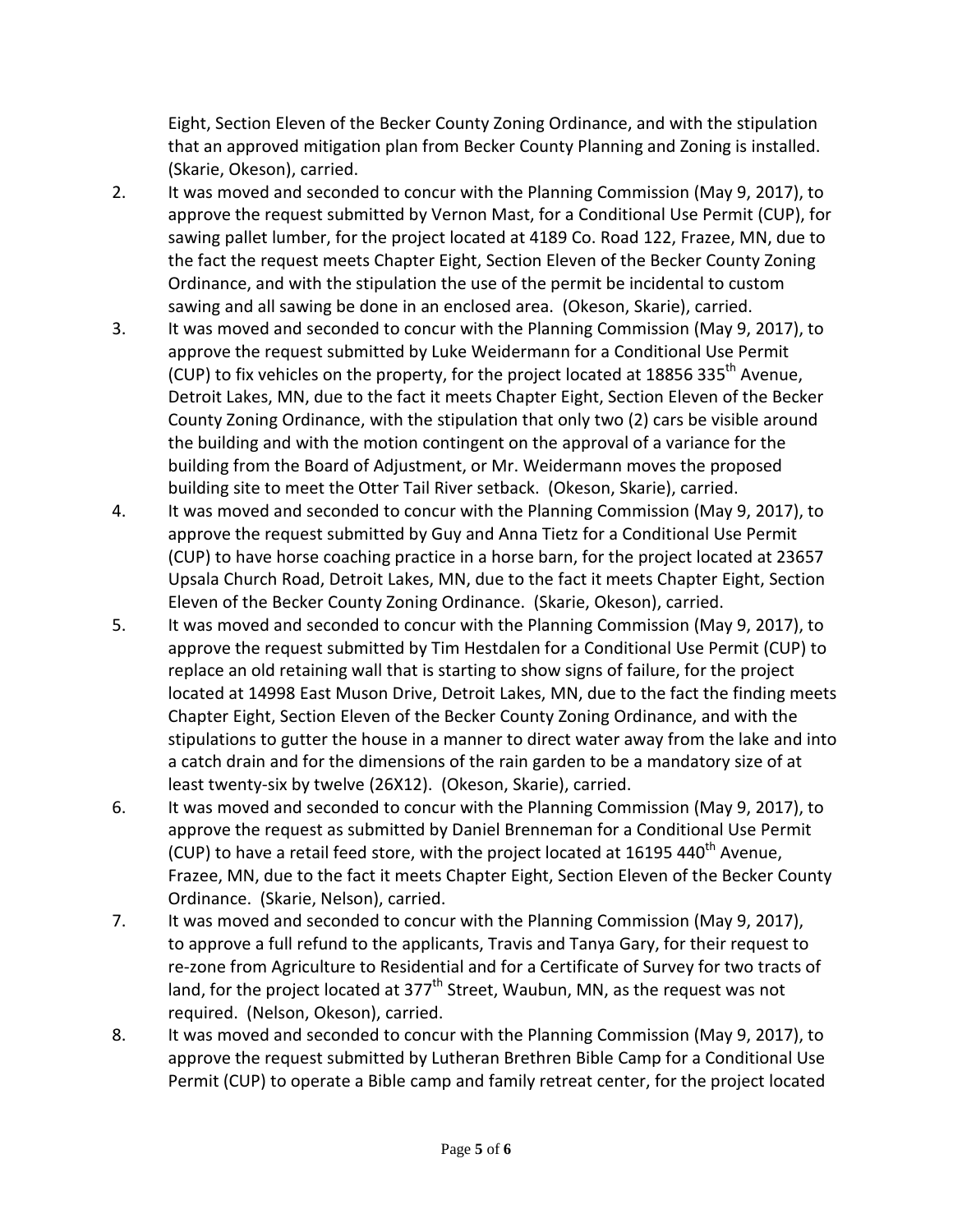Eight, Section Eleven of the Becker County Zoning Ordinance, and with the stipulation that an approved mitigation plan from Becker County Planning and Zoning is installed. (Skarie, Okeson), carried.

2. It was moved and seconded to concur with the Planning Commission (May 9, 2017), to approve the request submitted by Vernon Mast, for a Conditional Use Permit (CUP), for sawing pallet lumber, for the project located at 4189 Co. Road 122, Frazee, MN, due to the fact the request meets Chapter Eight, Section Eleven of the Becker County Zoning Ordinance, and with the stipulation the use of the permit be incidental to custom sawing and all sawing be done in an enclosed area. (Okeson, Skarie), carried.
3. It was moved and seconded to concur with the Planning Commission (May 9, 2017), to approve the request submitted by Luke Weidermann for a Conditional Use Permit (CUP) to fix vehicles on the property, for the project located at 18856 335th Avenue, Detroit Lakes, MN, due to the fact it meets Chapter Eight, Section Eleven of the Becker County Zoning Ordinance, with the stipulation that only two (2) cars be visible around the building and with the motion contingent on the approval of a variance for the building from the Board of Adjustment, or Mr. Weidermann moves the proposed building site to meet the Otter Tail River setback. (Okeson, Skarie), carried.
4. It was moved and seconded to concur with the Planning Commission (May 9, 2017), to approve the request submitted by Guy and Anna Tietz for a Conditional Use Permit (CUP) to have horse coaching practice in a horse barn, for the project located at 23657 Upsala Church Road, Detroit Lakes, MN, due to the fact it meets Chapter Eight, Section Eleven of the Becker County Zoning Ordinance. (Skarie, Okeson), carried.
5. It was moved and seconded to concur with the Planning Commission (May 9, 2017), to approve the request submitted by Tim Hestdalen for a Conditional Use Permit (CUP) to replace an old retaining wall that is starting to show signs of failure, for the project located at 14998 East Muson Drive, Detroit Lakes, MN, due to the fact the finding meets Chapter Eight, Section Eleven of the Becker County Zoning Ordinance, and with the stipulations to gutter the house in a manner to direct water away from the lake and into a catch drain and for the dimensions of the rain garden to be a mandatory size of at least twenty-six by twelve (26X12). (Okeson, Skarie), carried.
6. It was moved and seconded to concur with the Planning Commission (May 9, 2017), to approve the request as submitted by Daniel Brenneman for a Conditional Use Permit (CUP) to have a retail feed store, with the project located at 16195 440th Avenue, Frazee, MN, due to the fact it meets Chapter Eight, Section Eleven of the Becker County Ordinance. (Skarie, Nelson), carried.
7. It was moved and seconded to concur with the Planning Commission (May 9, 2017), to approve a full refund to the applicants, Travis and Tanya Gary, for their request to re-zone from Agriculture to Residential and for a Certificate of Survey for two tracts of land, for the project located at 377th Street, Waubun, MN, as the request was not required. (Nelson, Okeson), carried.
8. It was moved and seconded to concur with the Planning Commission (May 9, 2017), to approve the request submitted by Lutheran Brethren Bible Camp for a Conditional Use Permit (CUP) to operate a Bible camp and family retreat center, for the project located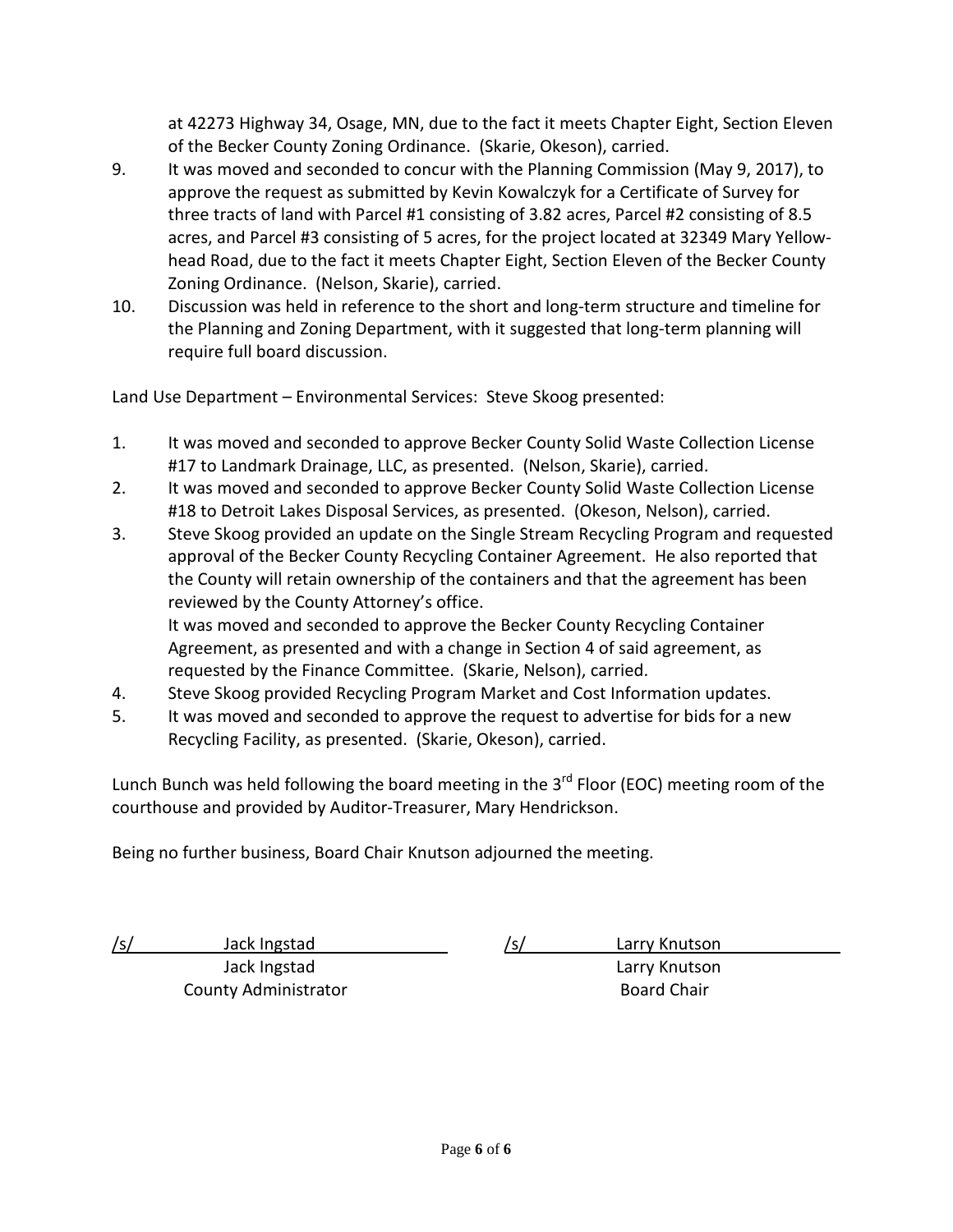at 42273 Highway 34, Osage, MN, due to the fact it meets Chapter Eight, Section Eleven of the Becker County Zoning Ordinance. (Skarie, Okeson), carried.

9. It was moved and seconded to concur with the Planning Commission (May 9, 2017), to approve the request as submitted by Kevin Kowalczyk for a Certificate of Survey for three tracts of land with Parcel #1 consisting of 3.82 acres, Parcel #2 consisting of 8.5 acres, and Parcel #3 consisting of 5 acres, for the project located at 32349 Mary Yellowhead Road, due to the fact it meets Chapter Eight, Section Eleven of the Becker County Zoning Ordinance. (Nelson, Skarie), carried.
10. Discussion was held in reference to the short and long-term structure and timeline for the Planning and Zoning Department, with it suggested that long-term planning will require full board discussion.

Land Use Department – Environmental Services: Steve Skoog presented:

1. It was moved and seconded to approve Becker County Solid Waste Collection License #17 to Landmark Drainage, LLC, as presented. (Nelson, Skarie), carried.
2. It was moved and seconded to approve Becker County Solid Waste Collection License #18 to Detroit Lakes Disposal Services, as presented. (Okeson, Nelson), carried.
3. Steve Skoog provided an update on the Single Stream Recycling Program and requested approval of the Becker County Recycling Container Agreement. He also reported that the County will retain ownership of the containers and that the agreement has been reviewed by the County Attorney's office.
   It was moved and seconded to approve the Becker County Recycling Container Agreement, as presented and with a change in Section 4 of said agreement, as requested by the Finance Committee. (Skarie, Nelson), carried.
4. Steve Skoog provided Recycling Program Market and Cost Information updates.
5. It was moved and seconded to approve the request to advertise for bids for a new Recycling Facility, as presented. (Skarie, Okeson), carried.

Lunch Bunch was held following the board meeting in the 3rd Floor (EOC) meeting room of the courthouse and provided by Auditor-Treasurer, Mary Hendrickson.

Being no further business, Board Chair Knutson adjourned the meeting.

/s/ Jack Ingstad
Jack Ingstad
County Administrator

/s/ Larry Knutson
Larry Knutson
Board Chair